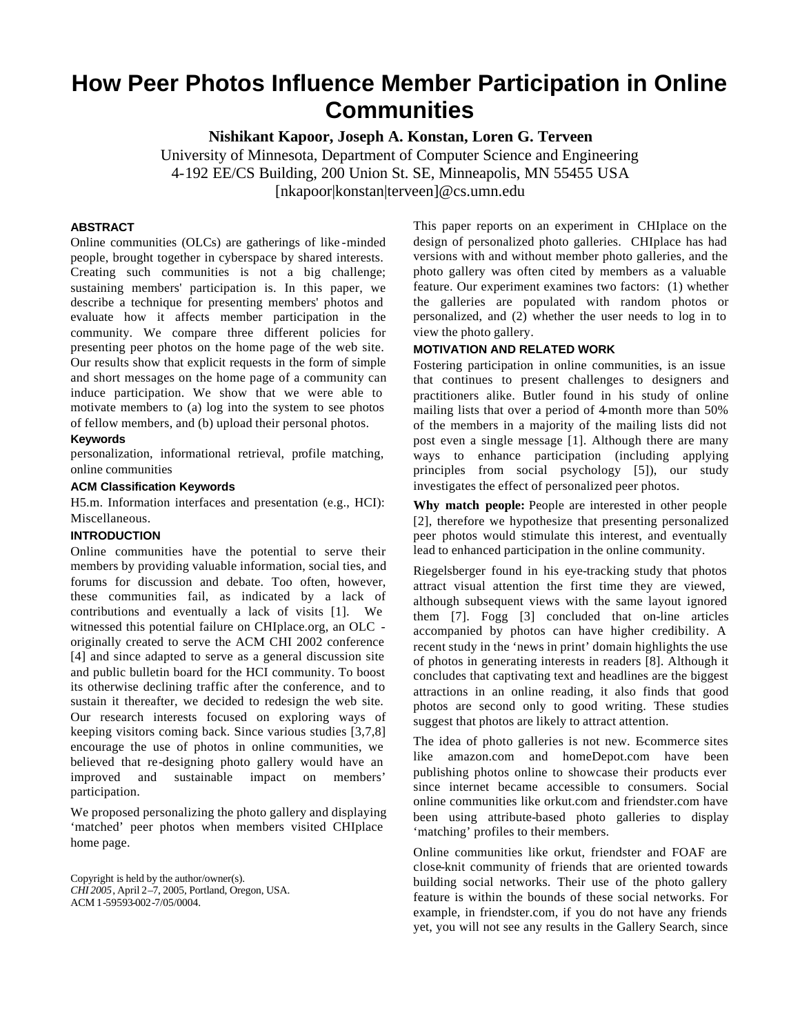# How Peer Photos Influence Member Participation in Online Communities

**Nishikant Kapoor, Joseph A. Konstan, Loren G. Terveen**

University of Minnesota, Department of Computer Science and Engineering
4-192 EE/CS Building, 200 Union St. SE, Minneapolis, MN 55455 USA
[nkapoor|konstan|terveen]@cs.umn.edu

### ABSTRACT

Online communities (OLCs) are gatherings of like-minded people, brought together in cyberspace by shared interests. Creating such communities is not a big challenge; sustaining members' participation is. In this paper, we describe a technique for presenting members' photos and evaluate how it affects member participation in the community. We compare three different policies for presenting peer photos on the home page of the web site. Our results show that explicit requests in the form of simple and short messages on the home page of a community can induce participation. We show that we were able to motivate members to (a) log into the system to see photos of fellow members, and (b) upload their personal photos.

### Keywords

personalization, informational retrieval, profile matching, online communities

### ACM Classification Keywords

H5.m. Information interfaces and presentation (e.g., HCI): Miscellaneous.

### INTRODUCTION

Online communities have the potential to serve their members by providing valuable information, social ties, and forums for discussion and debate. Too often, however, these communities fail, as indicated by a lack of contributions and eventually a lack of visits [1]. We witnessed this potential failure on CHIplace.org, an OLC - originally created to serve the ACM CHI 2002 conference [4] and since adapted to serve as a general discussion site and public bulletin board for the HCI community. To boost its otherwise declining traffic after the conference, and to sustain it thereafter, we decided to redesign the web site. Our research interests focused on exploring ways of keeping visitors coming back. Since various studies [3,7,8] encourage the use of photos in online communities, we believed that re-designing photo gallery would have an improved and sustainable impact on members' participation.

We proposed personalizing the photo gallery and displaying 'matched' peer photos when members visited CHIplace home page.

Copyright is held by the author/owner(s).
*CHI 2005*, April 2–7, 2005, Portland, Oregon, USA.
ACM 1-59593-002-7/05/0004.

This paper reports on an experiment in CHIplace on the design of personalized photo galleries. CHIplace has had versions with and without member photo galleries, and the photo gallery was often cited by members as a valuable feature. Our experiment examines two factors: (1) whether the galleries are populated with random photos or personalized, and (2) whether the user needs to log in to view the photo gallery.

### MOTIVATION AND RELATED WORK

Fostering participation in online communities, is an issue that continues to present challenges to designers and practitioners alike. Butler found in his study of online mailing lists that over a period of 4-month more than 50% of the members in a majority of the mailing lists did not post even a single message [1]. Although there are many ways to enhance participation (including applying principles from social psychology [5]), our study investigates the effect of personalized peer photos.

**Why match people:** People are interested in other people [2], therefore we hypothesize that presenting personalized peer photos would stimulate this interest, and eventually lead to enhanced participation in the online community.

Riegelsberger found in his eye-tracking study that photos attract visual attention the first time they are viewed, although subsequent views with the same layout ignored them [7]. Fogg [3] concluded that on-line articles accompanied by photos can have higher credibility. A recent study in the 'news in print' domain highlights the use of photos in generating interests in readers [8]. Although it concludes that captivating text and headlines are the biggest attractions in an online reading, it also finds that good photos are second only to good writing. These studies suggest that photos are likely to attract attention.

The idea of photo galleries is not new. E-commerce sites like amazon.com and homeDepot.com have been publishing photos online to showcase their products ever since internet became accessible to consumers. Social online communities like orkut.com and friendster.com have been using attribute-based photo galleries to display 'matching' profiles to their members.

Online communities like orkut, friendster and FOAF are close-knit community of friends that are oriented towards building social networks. Their use of the photo gallery feature is within the bounds of these social networks. For example, in friendster.com, if you do not have any friends yet, you will not see any results in the Gallery Search, since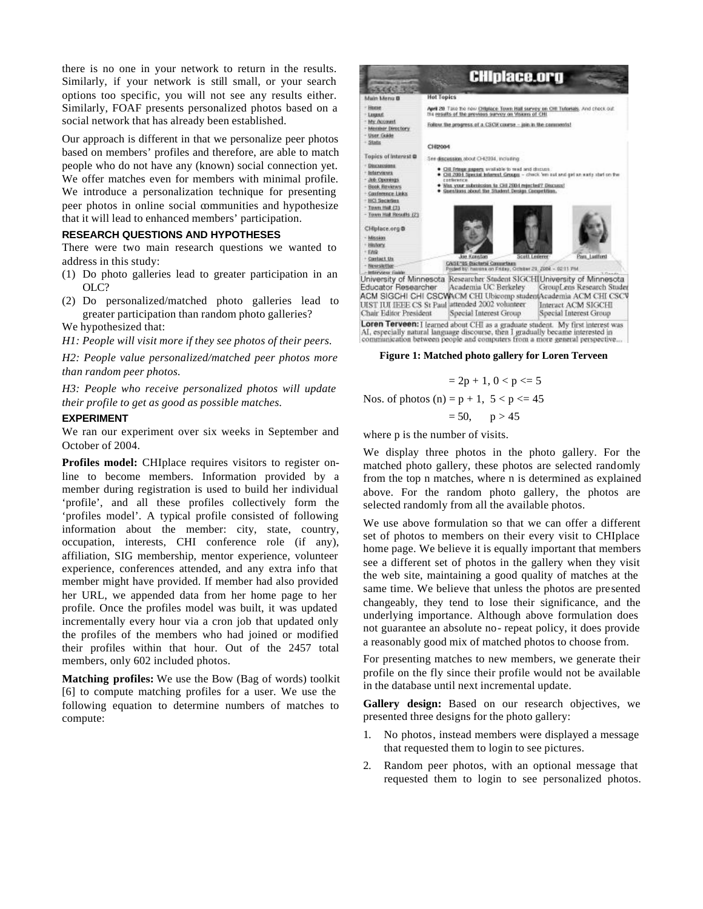there is no one in your network to return in the results. Similarly, if your network is still small, or your search options too specific, you will not see any results either. Similarly, FOAF presents personalized photos based on a social network that has already been established.

Our approach is different in that we personalize peer photos based on members' profiles and therefore, are able to match people who do not have any (known) social connection yet. We offer matches even for members with minimal profile. We introduce a personalization technique for presenting peer photos in online social communities and hypothesize that it will lead to enhanced members' participation.

### RESEARCH QUESTIONS AND HYPOTHESES

There were two main research questions we wanted to address in this study:

(1) Do photo galleries lead to greater participation in an OLC?

(2) Do personalized/matched photo galleries lead to greater participation than random photo galleries?

We hypothesized that:

*H1: People will visit more if they see photos of their peers.*

*H2: People value personalized/matched peer photos more than random peer photos.*

*H3: People who receive personalized photos will update their profile to get as good as possible matches.*

### EXPERIMENT

We ran our experiment over six weeks in September and October of 2004.

**Profiles model:** CHIplace requires visitors to register on-line to become members. Information provided by a member during registration is used to build her individual 'profile', and all these profiles collectively form the 'profiles model'. A typical profile consisted of following information about the member: city, state, country, occupation, interests, CHI conference role (if any), affiliation, SIG membership, mentor experience, volunteer experience, conferences attended, and any extra info that member might have provided. If member had also provided her URL, we appended data from her home page to her profile. Once the profiles model was built, it was updated incrementally every hour via a cron job that updated only the profiles of the members who had joined or modified their profiles within that hour. Out of the 2457 total members, only 602 included photos.

**Matching profiles:** We use the Bow (Bag of words) toolkit [6] to compute matching profiles for a user. We use the following equation to determine numbers of matches to compute:

**Figure 1: Matched photo gallery for Loren Terveen**

$$\text{Nos. of photos } (n) = \begin{cases} 2p + 1, & 0 < p \leq 5 \\ p + 1, & 5 < p \leq 45 \\ 50, & p > 45 \end{cases}$$

where p is the number of visits.

We display three photos in the photo gallery. For the matched photo gallery, these photos are selected randomly from the top n matches, where n is determined as explained above. For the random photo gallery, the photos are selected randomly from all the available photos.

We use above formulation so that we can offer a different set of photos to members on their every visit to CHIplace home page. We believe it is equally important that members see a different set of photos in the gallery when they visit the web site, maintaining a good quality of matches at the same time. We believe that unless the photos are presented changeably, they tend to lose their significance, and the underlying importance. Although above formulation does not guarantee an absolute no-repeat policy, it does provide a reasonably good mix of matched photos to choose from.

For presenting matches to new members, we generate their profile on the fly since their profile would not be available in the database until next incremental update.

**Gallery design:** Based on our research objectives, we presented three designs for the photo gallery:

1. No photos, instead members were displayed a message that requested them to login to see pictures.
2. Random peer photos, with an optional message that requested them to login to see personalized photos.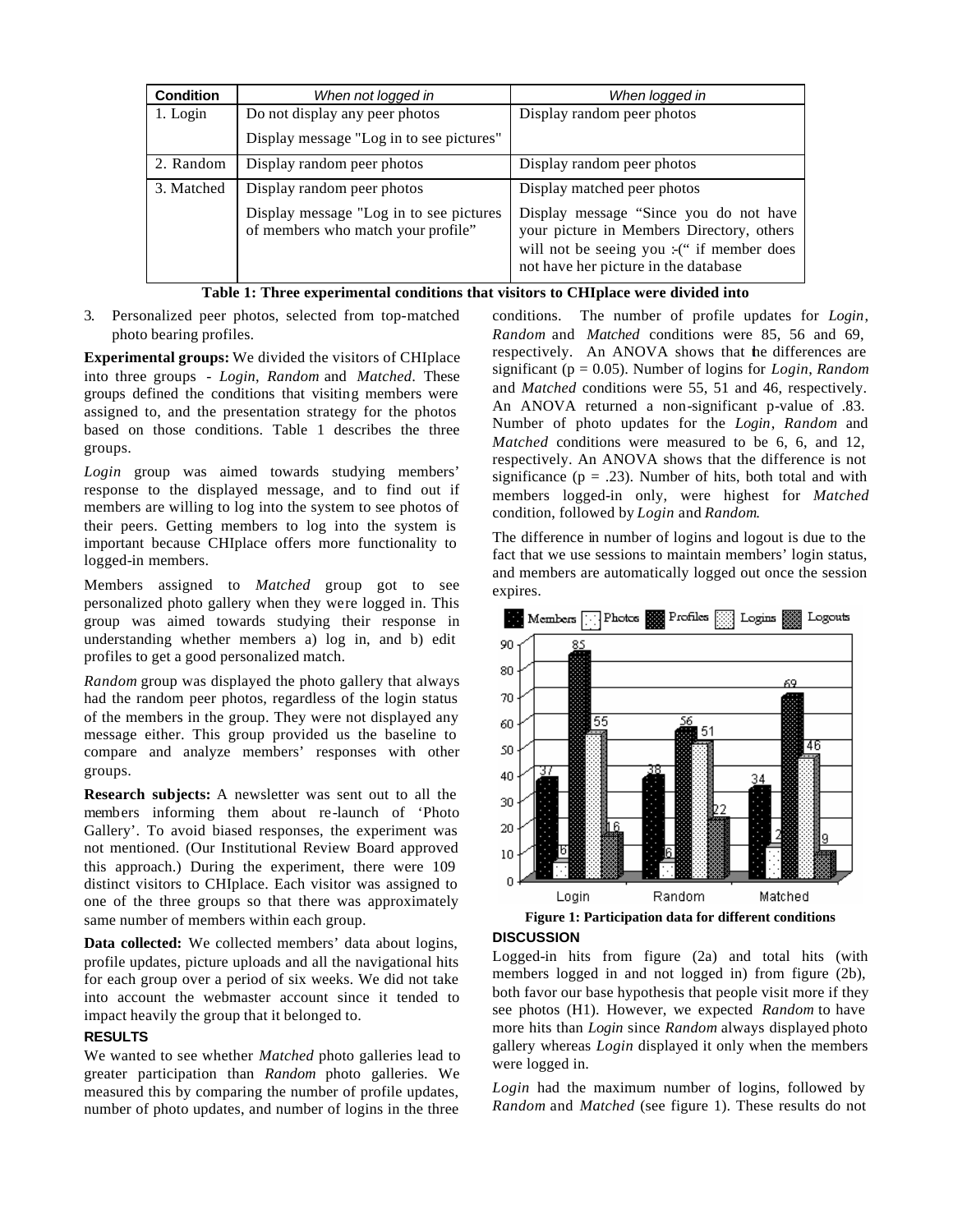| Condition | *When not logged in* | *When logged in* |
|---|---|---|
| 1. Login | Do not display any peer photos<br><br>Display message "Log in to see pictures" | Display random peer photos |
| 2. Random | Display random peer photos | Display random peer photos |
| 3. Matched | Display random peer photos<br><br>Display message "Log in to see pictures of members who match your profile" | Display matched peer photos<br><br>Display message "Since you do not have your picture in Members Directory, others will not be seeing you :-(" if member does not have her picture in the database |

**Table 1: Three experimental conditions that visitors to CHIplace were divided into**

3. Personalized peer photos, selected from top-matched photo bearing profiles.

**Experimental groups:** We divided the visitors of CHIplace into three groups - *Login*, *Random* and *Matched*. These groups defined the conditions that visiting members were assigned to, and the presentation strategy for the photos based on those conditions. Table 1 describes the three groups.

*Login* group was aimed towards studying members' response to the displayed message, and to find out if members are willing to log into the system to see photos of their peers. Getting members to log into the system is important because CHIplace offers more functionality to logged-in members.

Members assigned to *Matched* group got to see personalized photo gallery when they were logged in. This group was aimed towards studying their response in understanding whether members a) log in, and b) edit profiles to get a good personalized match.

*Random* group was displayed the photo gallery that always had the random peer photos, regardless of the login status of the members in the group. They were not displayed any message either. This group provided us the baseline to compare and analyze members' responses with other groups.

**Research subjects:** A newsletter was sent out to all the members informing them about re-launch of 'Photo Gallery'. To avoid biased responses, the experiment was not mentioned. (Our Institutional Review Board approved this approach.) During the experiment, there were 109 distinct visitors to CHIplace. Each visitor was assigned to one of the three groups so that there was approximately same number of members within each group.

**Data collected:** We collected members' data about logins, profile updates, picture uploads and all the navigational hits for each group over a period of six weeks. We did not take into account the webmaster account since it tended to impact heavily the group that it belonged to.

## RESULTS

We wanted to see whether *Matched* photo galleries lead to greater participation than *Random* photo galleries. We measured this by comparing the number of profile updates, number of photo updates, and number of logins in the three conditions. The number of profile updates for *Login*, *Random* and *Matched* conditions were 85, 56 and 69, respectively. An ANOVA shows that the differences are significant (p = 0.05). Number of logins for *Login*, *Random* and *Matched* conditions were 55, 51 and 46, respectively. An ANOVA returned a non-significant p-value of .83. Number of photo updates for the *Login*, *Random* and *Matched* conditions were measured to be 6, 6, and 12, respectively. An ANOVA shows that the difference is not significance (p = .23). Number of hits, both total and with members logged-in only, were highest for *Matched* condition, followed by *Login* and *Random*.

The difference in number of logins and logout is due to the fact that we use sessions to maintain members' login status, and members are automatically logged out once the session expires.

| | Members | Photos | Profiles | Logins | Logouts |
|---|---|---|---|---|---|
| Login | 37 | 6 | 85 | 55 | 16 |
| Random | 38 | 6 | 56 | 51 | 22 |
| Matched | 34 | 12 | 69 | 46 | 9 |

**Figure 1: Participation data for different conditions**

## DISCUSSION

Logged-in hits from figure (2a) and total hits (with members logged in and not logged in) from figure (2b), both favor our base hypothesis that people visit more if they see photos (H1). However, we expected *Random* to have more hits than *Login* since *Random* always displayed photo gallery whereas *Login* displayed it only when the members were logged in.

*Login* had the maximum number of logins, followed by *Random* and *Matched* (see figure 1). These results do not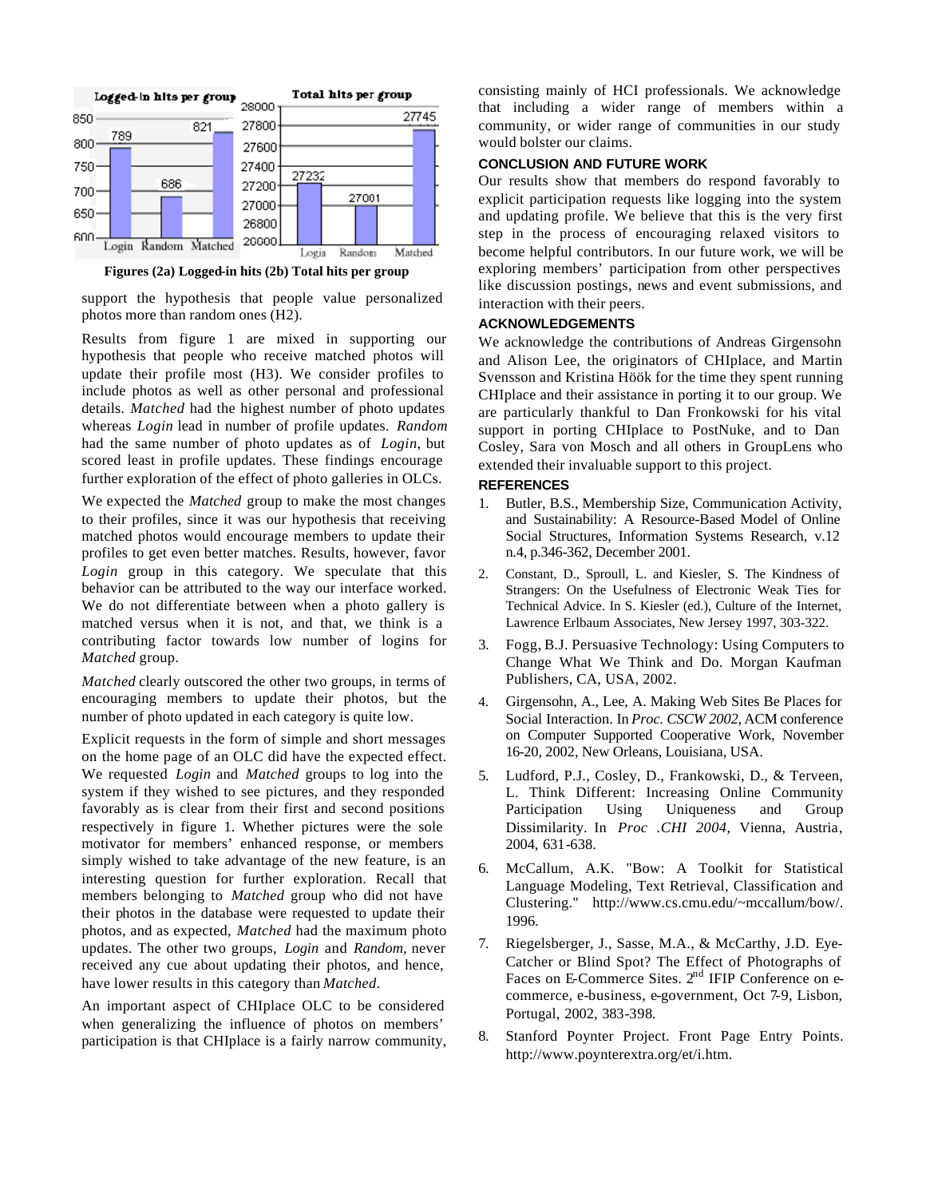Logged-in hits per group

850
800
750
700
650
600

789
686
821

Login Random Matched

Total hits per group

28000
27800
27600
27400
27200
27000
26800
26600

27232
27001
27745

Login Random Matched

**Figures (2a) Logged-in hits (2b) Total hits per group**

support the hypothesis that people value personalized photos more than random ones (H2).

Results from figure 1 are mixed in supporting our hypothesis that people who receive matched photos will update their profile most (H3). We consider profiles to include photos as well as other personal and professional details. *Matched* had the highest number of photo updates whereas *Login* lead in number of profile updates. *Random* had the same number of photo updates as of *Login*, but scored least in profile updates. These findings encourage further exploration of the effect of photo galleries in OLCs.

We expected the *Matched* group to make the most changes to their profiles, since it was our hypothesis that receiving matched photos would encourage members to update their profiles to get even better matches. Results, however, favor *Login* group in this category. We speculate that this behavior can be attributed to the way our interface worked. We do not differentiate between when a photo gallery is matched versus when it is not, and that, we think is a contributing factor towards low number of logins for *Matched* group.

*Matched* clearly outscored the other two groups, in terms of encouraging members to update their photos, but the number of photo updated in each category is quite low.

Explicit requests in the form of simple and short messages on the home page of an OLC did have the expected effect. We requested *Login* and *Matched* groups to log into the system if they wished to see pictures, and they responded favorably as is clear from their first and second positions respectively in figure 1. Whether pictures were the sole motivator for members' enhanced response, or members simply wished to take advantage of the new feature, is an interesting question for further exploration. Recall that members belonging to *Matched* group who did not have their photos in the database were requested to update their photos, and as expected, *Matched* had the maximum photo updates. The other two groups, *Login* and *Random*, never received any cue about updating their photos, and hence, have lower results in this category than *Matched*.

An important aspect of CHIplace OLC to be considered when generalizing the influence of photos on members' participation is that CHIplace is a fairly narrow community, consisting mainly of HCI professionals. We acknowledge that including a wider range of members within a community, or wider range of communities in our study would bolster our claims.

## CONCLUSION AND FUTURE WORK

Our results show that members do respond favorably to explicit participation requests like logging into the system and updating profile. We believe that this is the very first step in the process of encouraging relaxed visitors to become helpful contributors. In our future work, we will be exploring members' participation from other perspectives like discussion postings, news and event submissions, and interaction with their peers.

## ACKNOWLEDGEMENTS

We acknowledge the contributions of Andreas Girgensohn and Alison Lee, the originators of CHIplace, and Martin Svensson and Kristina Höök for the time they spent running CHIplace and their assistance in porting it to our group. We are particularly thankful to Dan Fronkowski for his vital support in porting CHIplace to PostNuke, and to Dan Cosley, Sara von Mosch and all others in GroupLens who extended their invaluable support to this project.

## REFERENCES

1. Butler, B.S., Membership Size, Communication Activity, and Sustainability: A Resource-Based Model of Online Social Structures, Information Systems Research, v.12 n.4, p.346-362, December 2001.
2. Constant, D., Sproull, L. and Kiesler, S. The Kindness of Strangers: On the Usefulness of Electronic Weak Ties for Technical Advice. In S. Kiesler (ed.), Culture of the Internet, Lawrence Erlbaum Associates, New Jersey 1997, 303-322.
3. Fogg, B.J. Persuasive Technology: Using Computers to Change What We Think and Do. Morgan Kaufman Publishers, CA, USA, 2002.
4. Girgensohn, A., Lee, A. Making Web Sites Be Places for Social Interaction. In *Proc. CSCW 2002*, ACM conference on Computer Supported Cooperative Work, November 16-20, 2002, New Orleans, Louisiana, USA.
5. Ludford, P.J., Cosley, D., Frankowski, D., & Terveen, L. Think Different: Increasing Online Community Participation Using Uniqueness and Group Dissimilarity. In *Proc .CHI 2004*, Vienna, Austria, 2004, 631-638.
6. McCallum, A.K. "Bow: A Toolkit for Statistical Language Modeling, Text Retrieval, Classification and Clustering." http://www.cs.cmu.edu/~mccallum/bow/. 1996.
7. Riegelsberger, J., Sasse, M.A., & McCarthy, J.D. Eye-Catcher or Blind Spot? The Effect of Photographs of Faces on E-Commerce Sites. 2nd IFIP Conference on e-commerce, e-business, e-government, Oct 7-9, Lisbon, Portugal, 2002, 383-398.
8. Stanford Poynter Project. Front Page Entry Points. http://www.poynterextra.org/et/i.htm.